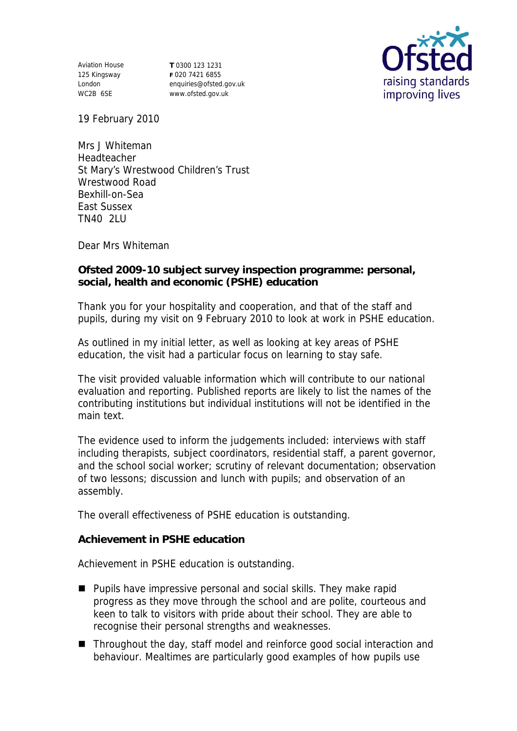Aviation House
125 Kingsway
London
WC2B 6SE

**T** 0300 123 1231
**F** 020 7421 6855
enquiries@ofsted.gov.uk
www.ofsted.gov.uk

Ofsted
raising standards
improving lives

19 February 2010

Mrs J Whiteman
Headteacher
St Mary's Wrestwood Children's Trust
Wrestwood Road
Bexhill-on-Sea
East Sussex
TN40 2LU

Dear Mrs Whiteman

**Ofsted 2009-10 subject survey inspection programme: personal, social, health and economic (PSHE) education**

Thank you for your hospitality and cooperation, and that of the staff and pupils, during my visit on 9 February 2010 to look at work in PSHE education.

As outlined in my initial letter, as well as looking at key areas of PSHE education, the visit had a particular focus on learning to stay safe.

The visit provided valuable information which will contribute to our national evaluation and reporting. Published reports are likely to list the names of the contributing institutions but individual institutions will not be identified in the main text.

The evidence used to inform the judgements included: interviews with staff including therapists, subject coordinators, residential staff, a parent governor, and the school social worker; scrutiny of relevant documentation; observation of two lessons; discussion and lunch with pupils; and observation of an assembly.

The overall effectiveness of PSHE education is outstanding.

**Achievement in PSHE education**

Achievement in PSHE education is outstanding.

- Pupils have impressive personal and social skills. They make rapid progress as they move through the school and are polite, courteous and keen to talk to visitors with pride about their school. They are able to recognise their personal strengths and weaknesses.
- Throughout the day, staff model and reinforce good social interaction and behaviour. Mealtimes are particularly good examples of how pupils use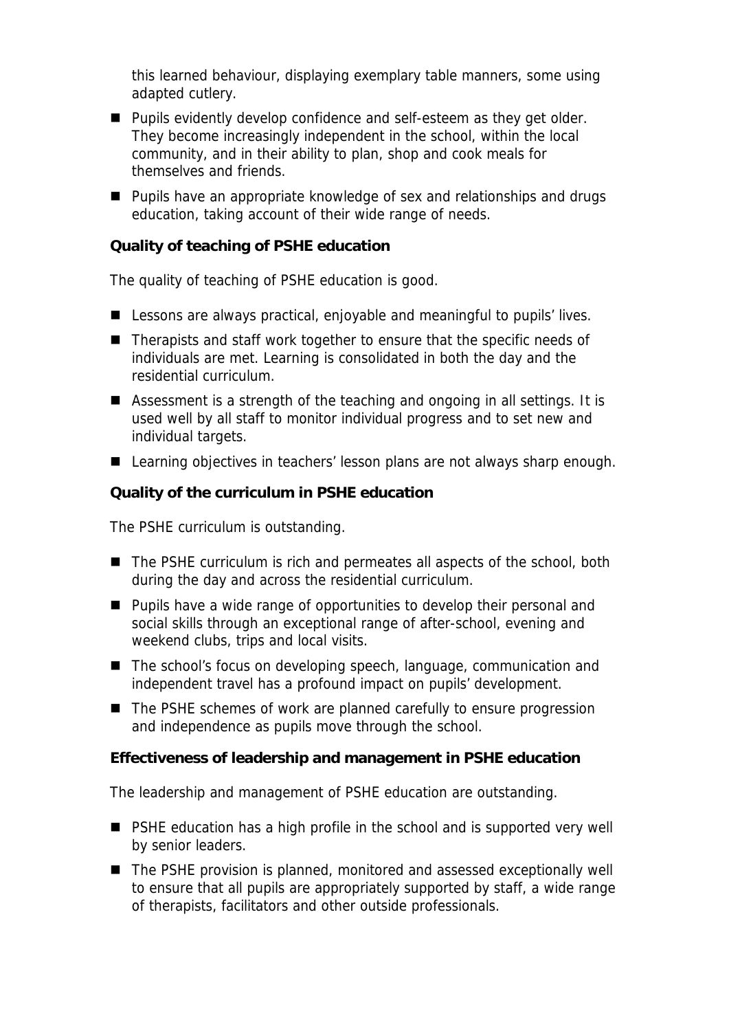this learned behaviour, displaying exemplary table manners, some using adapted cutlery.

- Pupils evidently develop confidence and self-esteem as they get older. They become increasingly independent in the school, within the local community, and in their ability to plan, shop and cook meals for themselves and friends.
- Pupils have an appropriate knowledge of sex and relationships and drugs education, taking account of their wide range of needs.

**Quality of teaching of PSHE education**

The quality of teaching of PSHE education is good.

- Lessons are always practical, enjoyable and meaningful to pupils' lives.
- Therapists and staff work together to ensure that the specific needs of individuals are met. Learning is consolidated in both the day and the residential curriculum.
- Assessment is a strength of the teaching and ongoing in all settings. It is used well by all staff to monitor individual progress and to set new and individual targets.
- Learning objectives in teachers' lesson plans are not always sharp enough.

**Quality of the curriculum in PSHE education**

The PSHE curriculum is outstanding.

- The PSHE curriculum is rich and permeates all aspects of the school, both during the day and across the residential curriculum.
- Pupils have a wide range of opportunities to develop their personal and social skills through an exceptional range of after-school, evening and weekend clubs, trips and local visits.
- The school's focus on developing speech, language, communication and independent travel has a profound impact on pupils' development.
- The PSHE schemes of work are planned carefully to ensure progression and independence as pupils move through the school.

**Effectiveness of leadership and management in PSHE education**

The leadership and management of PSHE education are outstanding.

- PSHE education has a high profile in the school and is supported very well by senior leaders.
- The PSHE provision is planned, monitored and assessed exceptionally well to ensure that all pupils are appropriately supported by staff, a wide range of therapists, facilitators and other outside professionals.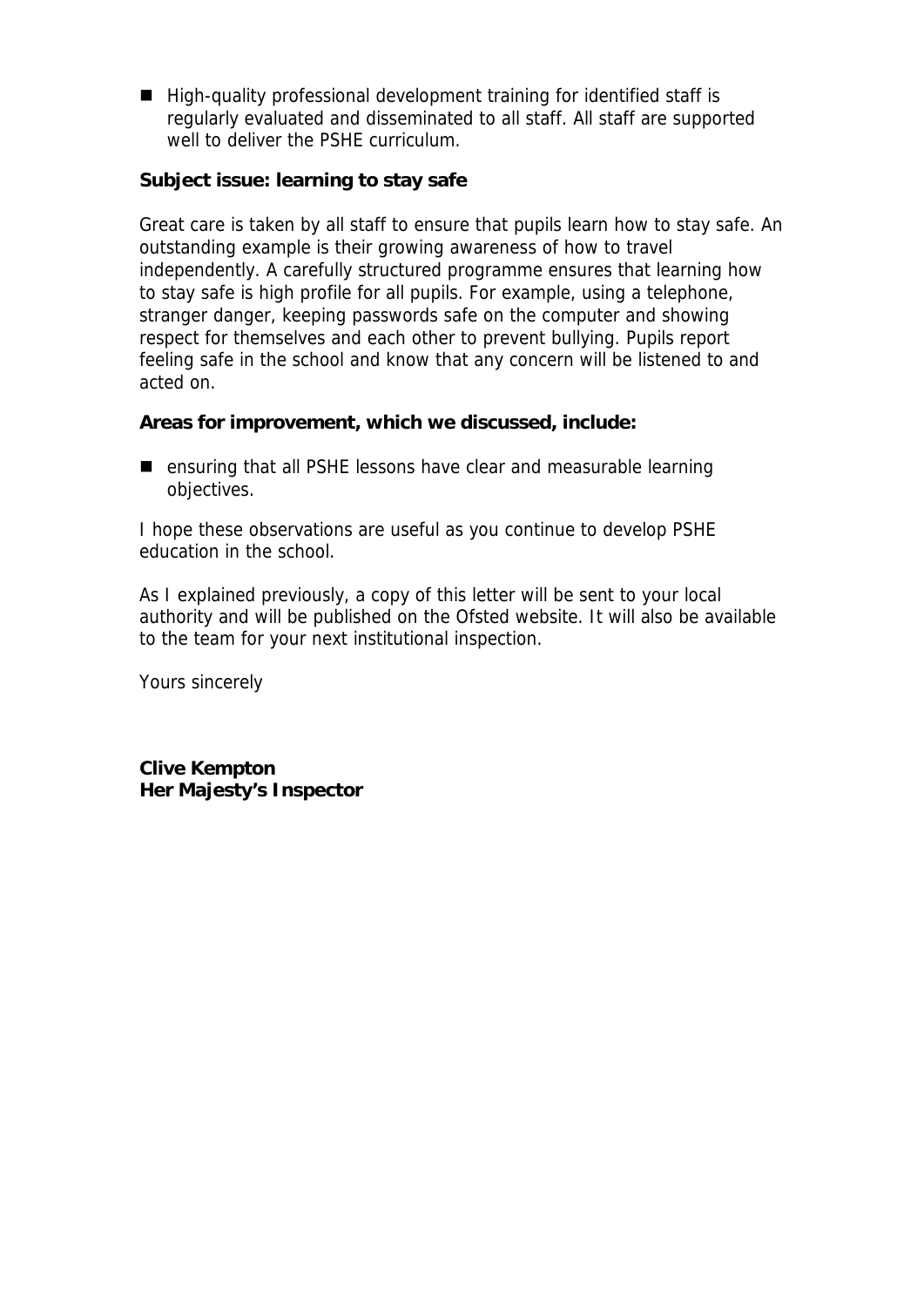- High-quality professional development training for identified staff is regularly evaluated and disseminated to all staff. All staff are supported well to deliver the PSHE curriculum.

**Subject issue: learning to stay safe**

Great care is taken by all staff to ensure that pupils learn how to stay safe. An outstanding example is their growing awareness of how to travel independently. A carefully structured programme ensures that learning how to stay safe is high profile for all pupils. For example, using a telephone, stranger danger, keeping passwords safe on the computer and showing respect for themselves and each other to prevent bullying. Pupils report feeling safe in the school and know that any concern will be listened to and acted on.

**Areas for improvement, which we discussed, include:**

- ensuring that all PSHE lessons have clear and measurable learning objectives.

I hope these observations are useful as you continue to develop PSHE education in the school.

As I explained previously, a copy of this letter will be sent to your local authority and will be published on the Ofsted website. It will also be available to the team for your next institutional inspection.

Yours sincerely

**Clive Kempton**
**Her Majesty's Inspector**